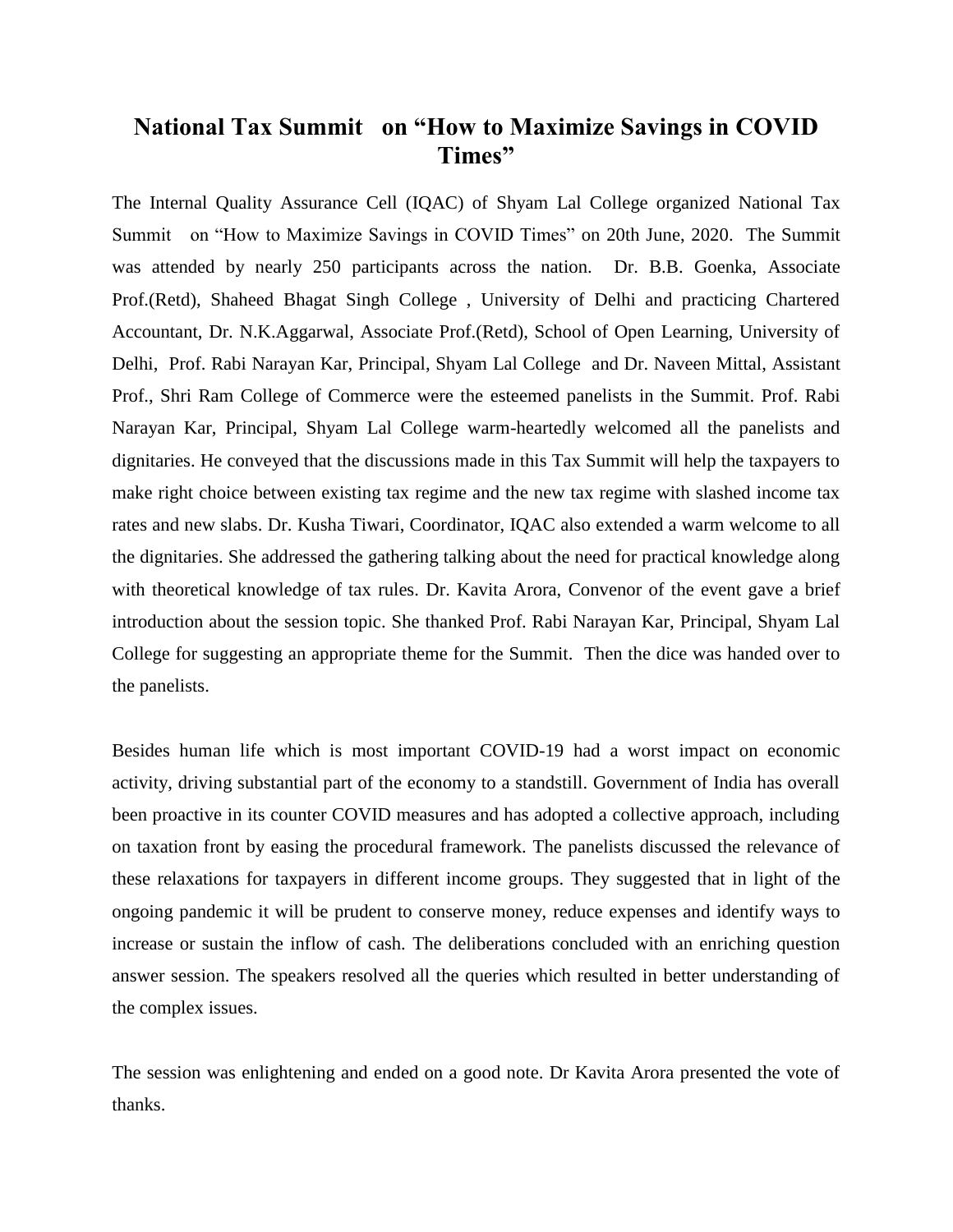# National Tax Summit on "How to Maximize Savings in COVID Times"

The Internal Quality Assurance Cell (IQAC) of Shyam Lal College organized National Tax Summit on "How to Maximize Savings in COVID Times" on 20th June, 2020. The Summit was attended by nearly 250 participants across the nation. Dr. B.B. Goenka, Associate Prof.(Retd), Shaheed Bhagat Singh College , University of Delhi and practicing Chartered Accountant, Dr. N.K.Aggarwal, Associate Prof.(Retd), School of Open Learning, University of Delhi, Prof. Rabi Narayan Kar, Principal, Shyam Lal College and Dr. Naveen Mittal, Assistant Prof., Shri Ram College of Commerce were the esteemed panelists in the Summit. Prof. Rabi Narayan Kar, Principal, Shyam Lal College warm-heartedly welcomed all the panelists and dignitaries. He conveyed that the discussions made in this Tax Summit will help the taxpayers to make right choice between existing tax regime and the new tax regime with slashed income tax rates and new slabs. Dr. Kusha Tiwari, Coordinator, IQAC also extended a warm welcome to all the dignitaries. She addressed the gathering talking about the need for practical knowledge along with theoretical knowledge of tax rules. Dr. Kavita Arora, Convenor of the event gave a brief introduction about the session topic. She thanked Prof. Rabi Narayan Kar, Principal, Shyam Lal College for suggesting an appropriate theme for the Summit. Then the dice was handed over to the panelists.

Besides human life which is most important COVID-19 had a worst impact on economic activity, driving substantial part of the economy to a standstill. Government of India has overall been proactive in its counter COVID measures and has adopted a collective approach, including on taxation front by easing the procedural framework. The panelists discussed the relevance of these relaxations for taxpayers in different income groups. They suggested that in light of the ongoing pandemic it will be prudent to conserve money, reduce expenses and identify ways to increase or sustain the inflow of cash. The deliberations concluded with an enriching question answer session. The speakers resolved all the queries which resulted in better understanding of the complex issues.

The session was enlightening and ended on a good note. Dr Kavita Arora presented the vote of thanks.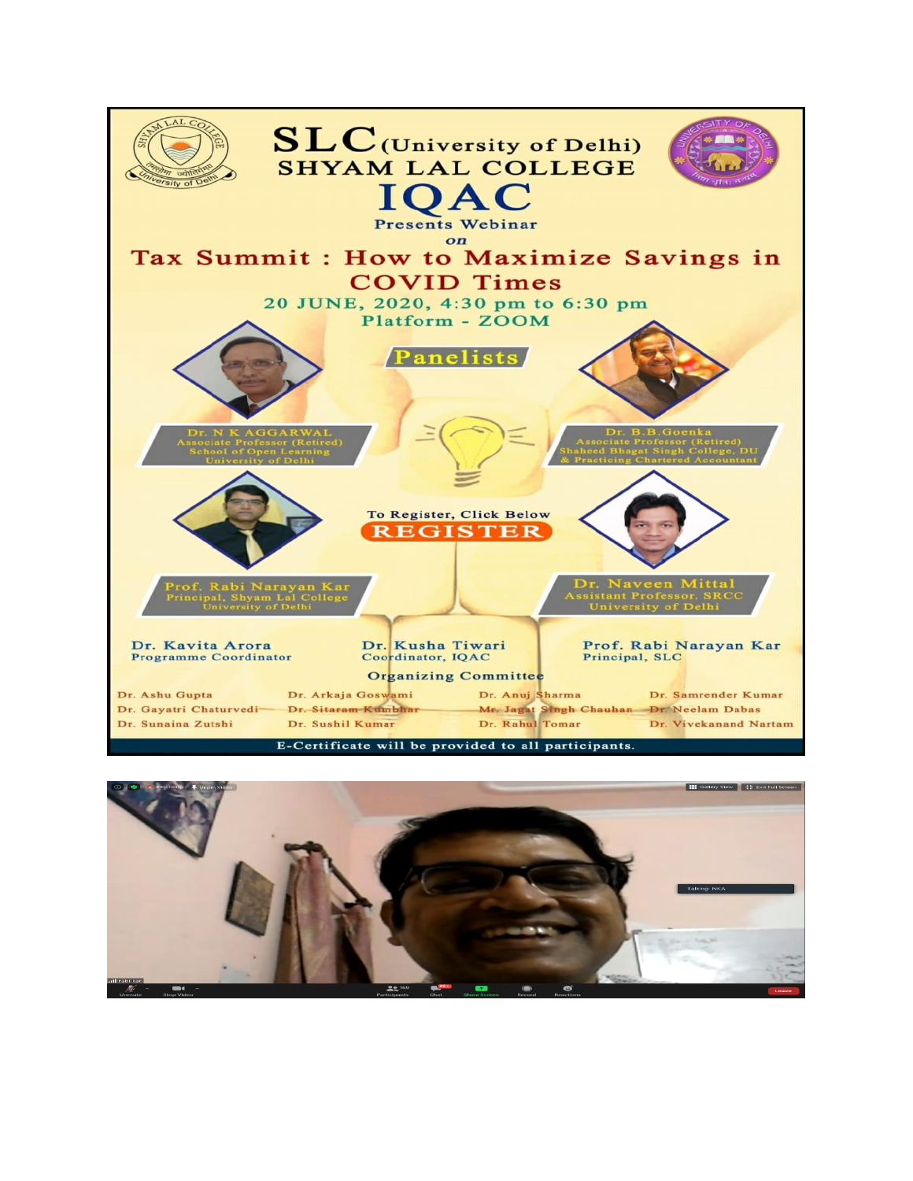# SLC (University of Delhi)
## SHYAM LAL COLLEGE

# IQAC

Presents Webinar

*on*

## Tax Summit : How to Maximize Savings in COVID Times

20 JUNE, 2020, 4:30 pm to 6:30 pm

Platform - ZOOM

### Panelists

**Dr. N K AGGARWAL**
Associate Professor (Retired)
School of Open Learning
University of Delhi

**Dr. B.B.Goenka**
Associate Professor (Retired)
Shaheed Bhagat Singh College, DU
& Practicing Chartered Accountant

**Prof. Rabi Narayan Kar**
Principal, Shyam Lal College
University of Delhi

**Dr. Naveen Mittal**
Assistant Professor, SRCC
University of Delhi

To Register, Click Below

**REGISTER**

**Dr. Kavita Arora**
Programme Coordinator

**Dr. Kusha Tiwari**
Coordinator, IQAC

**Prof. Rabi Narayan Kar**
Principal, SLC

### Organizing Committee

Dr. Ashu Gupta
Dr. Gayatri Chaturvedi
Dr. Sunaina Zutshi
Dr. Arkaja Goswami
Dr. Sitaram Kumbhar
Dr. Sushil Kumar
Dr. Anuj Sharma
Mr. Jagat Singh Chauhan
Dr. Rahul Tomar
Dr. Samrender Kumar
Dr. Neelam Dabas
Dr. Vivekanand Nartam

E-Certificate will be provided to all participants.